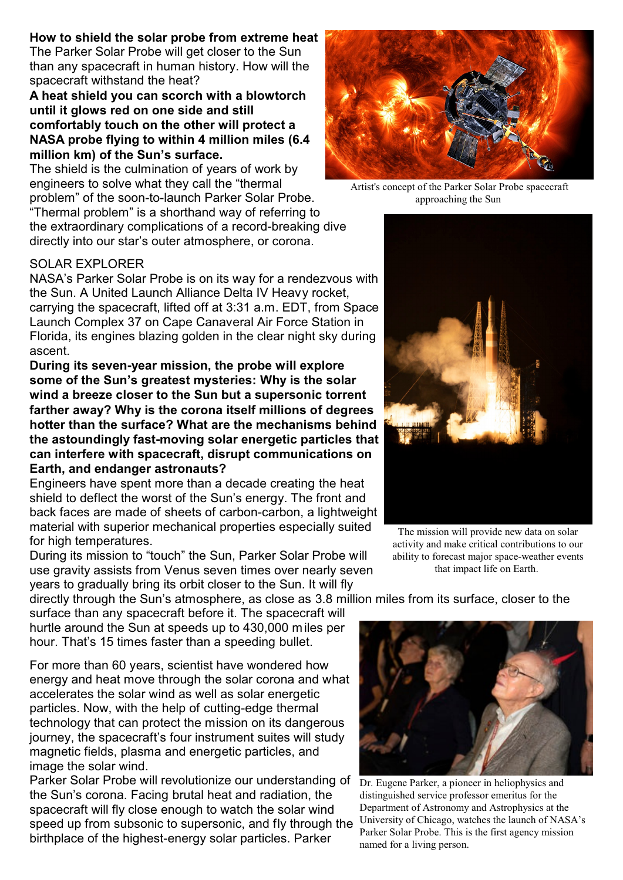**How to shield the solar probe from extreme heat**

The Parker Solar Probe will get closer to the Sun than any spacecraft in human history. How will the spacecraft withstand the heat?

**A heat shield you can scorch with a blowtorch until it glows red on one side and still comfortably touch on the other will protect a NASA probe flying to within 4 million miles (6.4 million km) of the Sun's surface.**

The shield is the culmination of years of work by engineers to solve what they call the "thermal problem" of the soon-to-launch Parker Solar Probe. "Thermal problem" is a shorthand way of referring to the extraordinary complications of a record-breaking dive directly into our star's outer atmosphere, or corona.

Artist's concept of the Parker Solar Probe spacecraft approaching the Sun

SOLAR EXPLORER

NASA's Parker Solar Probe is on its way for a rendezvous with the Sun. A United Launch Alliance Delta IV Heavy rocket, carrying the spacecraft, lifted off at 3:31 a.m. EDT, from Space Launch Complex 37 on Cape Canaveral Air Force Station in Florida, its engines blazing golden in the clear night sky during ascent.

**During its seven-year mission, the probe will explore some of the Sun's greatest mysteries: Why is the solar wind a breeze closer to the Sun but a supersonic torrent farther away? Why is the corona itself millions of degrees hotter than the surface? What are the mechanisms behind the astoundingly fast-moving solar energetic particles that can interfere with spacecraft, disrupt communications on Earth, and endanger astronauts?**

Engineers have spent more than a decade creating the heat shield to deflect the worst of the Sun's energy. The front and back faces are made of sheets of carbon-carbon, a lightweight material with superior mechanical properties especially suited for high temperatures.

The mission will provide new data on solar activity and make critical contributions to our ability to forecast major space-weather events that impact life on Earth.

During its mission to "touch" the Sun, Parker Solar Probe will use gravity assists from Venus seven times over nearly seven years to gradually bring its orbit closer to the Sun. It will fly directly through the Sun's atmosphere, as close as 3.8 million miles from its surface, closer to the surface than any spacecraft before it. The spacecraft will hurtle around the Sun at speeds up to 430,000 miles per hour. That's 15 times faster than a speeding bullet.

For more than 60 years, scientist have wondered how energy and heat move through the solar corona and what accelerates the solar wind as well as solar energetic particles. Now, with the help of cutting-edge thermal technology that can protect the mission on its dangerous journey, the spacecraft's four instrument suites will study magnetic fields, plasma and energetic particles, and image the solar wind.

Parker Solar Probe will revolutionize our understanding of the Sun's corona. Facing brutal heat and radiation, the spacecraft will fly close enough to watch the solar wind speed up from subsonic to supersonic, and fly through the birthplace of the highest-energy solar particles. Parker

Dr. Eugene Parker, a pioneer in heliophysics and distinguished service professor emeritus for the Department of Astronomy and Astrophysics at the University of Chicago, watches the launch of NASA's Parker Solar Probe. This is the first agency mission named for a living person.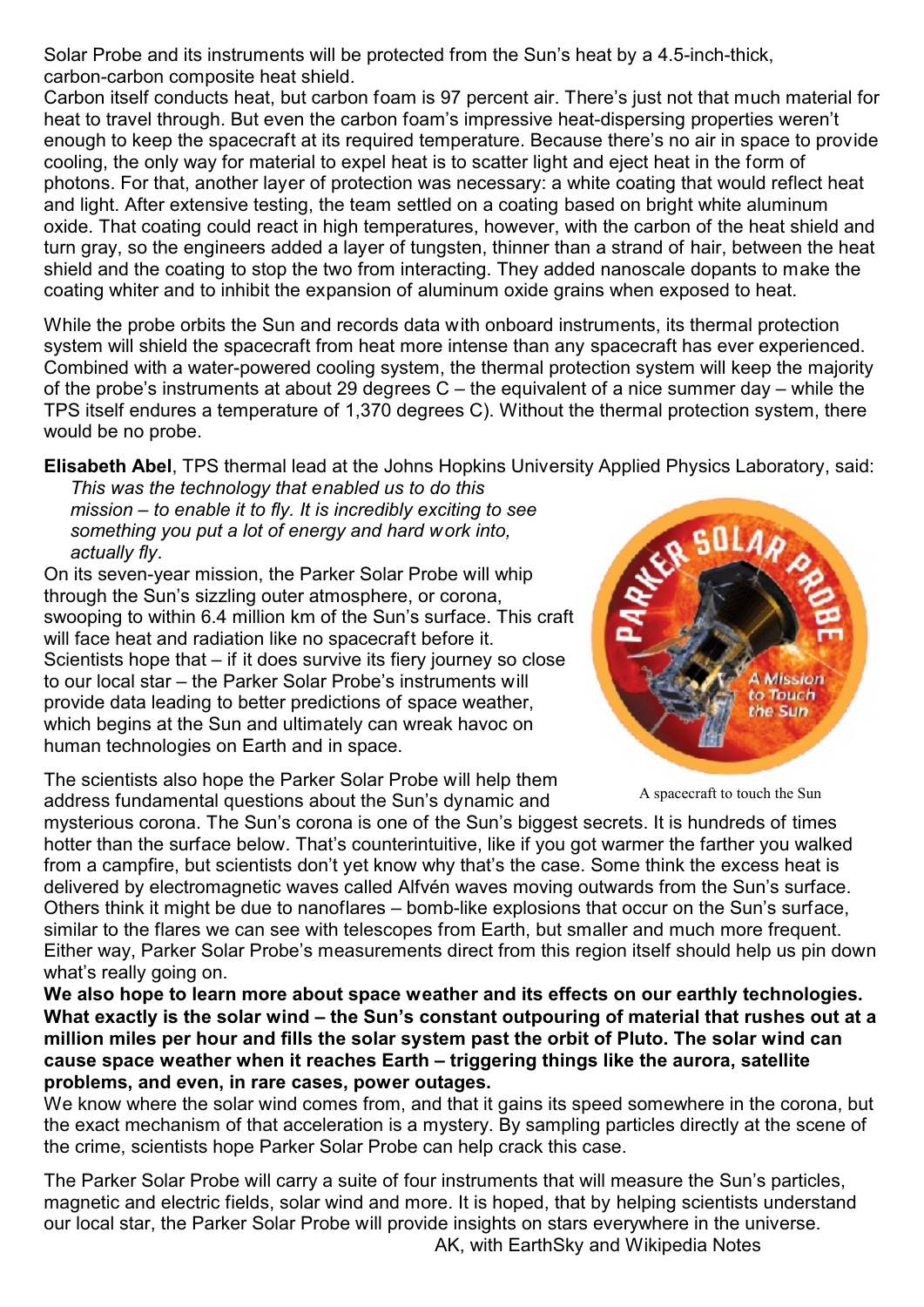Solar Probe and its instruments will be protected from the Sun's heat by a 4.5-inch-thick, carbon-carbon composite heat shield.

Carbon itself conducts heat, but carbon foam is 97 percent air. There's just not that much material for heat to travel through. But even the carbon foam's impressive heat-dispersing properties weren't enough to keep the spacecraft at its required temperature. Because there's no air in space to provide cooling, the only way for material to expel heat is to scatter light and eject heat in the form of photons. For that, another layer of protection was necessary: a white coating that would reflect heat and light. After extensive testing, the team settled on a coating based on bright white aluminum oxide. That coating could react in high temperatures, however, with the carbon of the heat shield and turn gray, so the engineers added a layer of tungsten, thinner than a strand of hair, between the heat shield and the coating to stop the two from interacting. They added nanoscale dopants to make the coating whiter and to inhibit the expansion of aluminum oxide grains when exposed to heat.

While the probe orbits the Sun and records data with onboard instruments, its thermal protection system will shield the spacecraft from heat more intense than any spacecraft has ever experienced. Combined with a water-powered cooling system, the thermal protection system will keep the majority of the probe's instruments at about 29 degrees C – the equivalent of a nice summer day – while the TPS itself endures a temperature of 1,370 degrees C). Without the thermal protection system, there would be no probe.

**Elisabeth Abel**, TPS thermal lead at the Johns Hopkins University Applied Physics Laboratory, said:

*This was the technology that enabled us to do this mission – to enable it to fly. It is incredibly exciting to see something you put a lot of energy and hard work into, actually fly*.

On its seven-year mission, the Parker Solar Probe will whip through the Sun's sizzling outer atmosphere, or corona, swooping to within 6.4 million km of the Sun's surface. This craft will face heat and radiation like no spacecraft before it. Scientists hope that – if it does survive its fiery journey so close to our local star – the Parker Solar Probe's instruments will provide data leading to better predictions of space weather, which begins at the Sun and ultimately can wreak havoc on human technologies on Earth and in space.

A spacecraft to touch the Sun

The scientists also hope the Parker Solar Probe will help them address fundamental questions about the Sun's dynamic and mysterious corona. The Sun's corona is one of the Sun's biggest secrets. It is hundreds of times hotter than the surface below. That's counterintuitive, like if you got warmer the farther you walked from a campfire, but scientists don't yet know why that's the case. Some think the excess heat is delivered by electromagnetic waves called Alfvén waves moving outwards from the Sun's surface. Others think it might be due to nanoflares – bomb-like explosions that occur on the Sun's surface, similar to the flares we can see with telescopes from Earth, but smaller and much more frequent. Either way, Parker Solar Probe's measurements direct from this region itself should help us pin down what's really going on.

**We also hope to learn more about space weather and its effects on our earthly technologies. What exactly is the solar wind – the Sun's constant outpouring of material that rushes out at a million miles per hour and fills the solar system past the orbit of Pluto. The solar wind can cause space weather when it reaches Earth – triggering things like the aurora, satellite problems, and even, in rare cases, power outages.**

We know where the solar wind comes from, and that it gains its speed somewhere in the corona, but the exact mechanism of that acceleration is a mystery. By sampling particles directly at the scene of the crime, scientists hope Parker Solar Probe can help crack this case.

The Parker Solar Probe will carry a suite of four instruments that will measure the Sun's particles, magnetic and electric fields, solar wind and more. It is hoped, that by helping scientists understand our local star, the Parker Solar Probe will provide insights on stars everywhere in the universe.

AK, with EarthSky and Wikipedia Notes